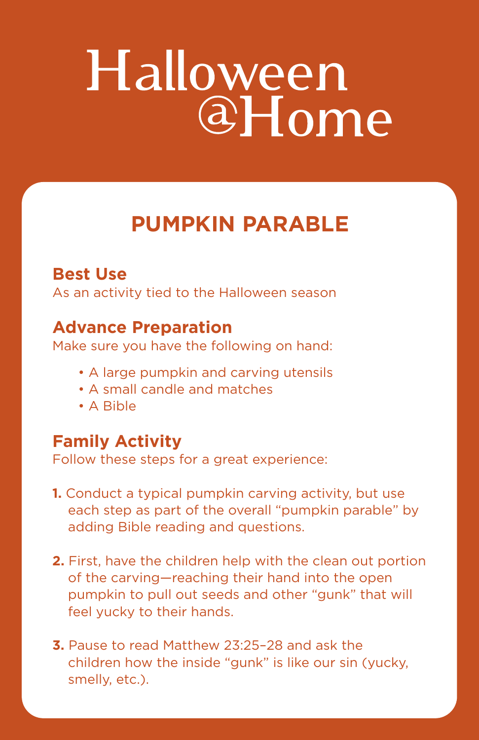# Halloween @Home

## PUMPKIN PARABLE

### Best Use

As an activity tied to the Halloween season

### Advance Preparation

Make sure you have the following on hand:

- A large pumpkin and carving utensils
- A small candle and matches
- A Bible

### Family Activity

Follow these steps for a great experience:

1. Conduct a typical pumpkin carving activity, but use each step as part of the overall "pumpkin parable" by adding Bible reading and questions.

2. First, have the children help with the clean out portion of the carving—reaching their hand into the open pumpkin to pull out seeds and other "gunk" that will feel yucky to their hands.

3. Pause to read Matthew 23:25–28 and ask the children how the inside "gunk" is like our sin (yucky, smelly, etc.).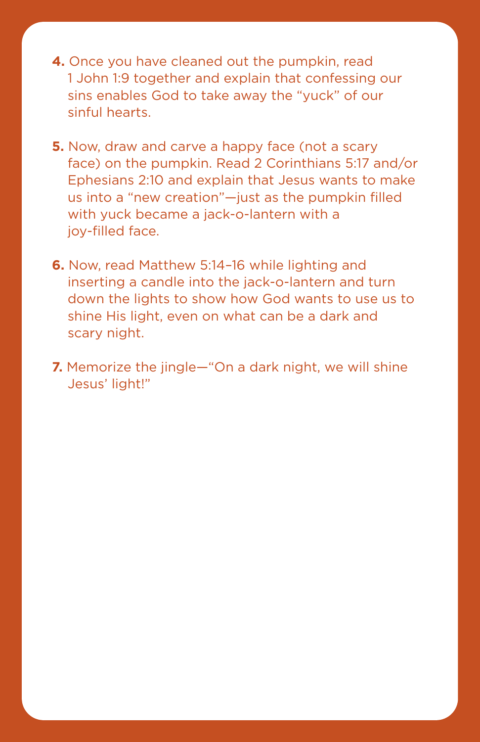**4.** Once you have cleaned out the pumpkin, read 1 John 1:9 together and explain that confessing our sins enables God to take away the "yuck" of our sinful hearts.

**5.** Now, draw and carve a happy face (not a scary face) on the pumpkin. Read 2 Corinthians 5:17 and/or Ephesians 2:10 and explain that Jesus wants to make us into a "new creation"—just as the pumpkin filled with yuck became a jack-o-lantern with a joy-filled face.

**6.** Now, read Matthew 5:14–16 while lighting and inserting a candle into the jack-o-lantern and turn down the lights to show how God wants to use us to shine His light, even on what can be a dark and scary night.

**7.** Memorize the jingle—"On a dark night, we will shine Jesus' light!"